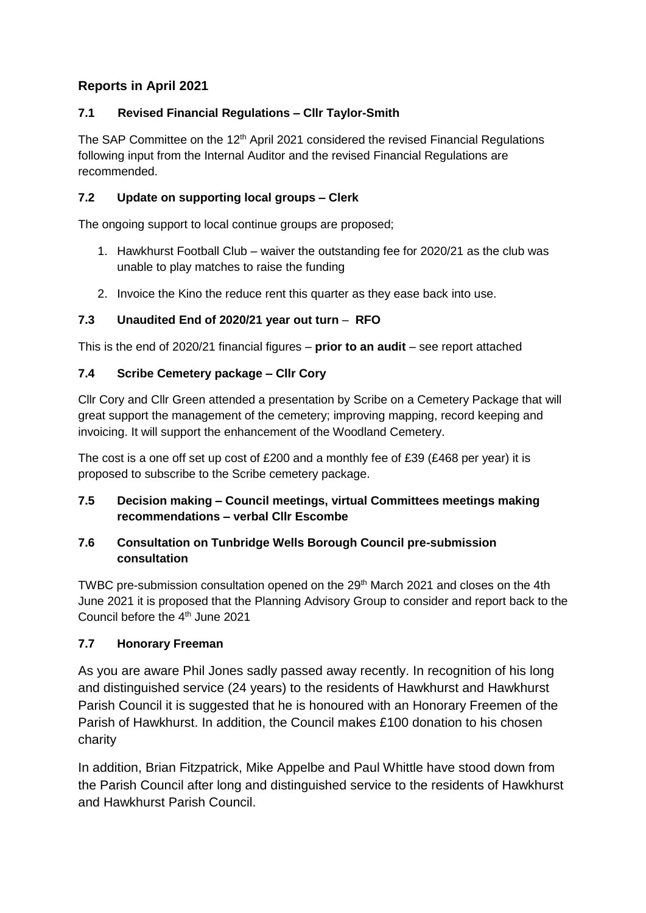## Reports in April 2021

### 7.1 Revised Financial Regulations – Cllr Taylor-Smith

The SAP Committee on the 12th April 2021 considered the revised Financial Regulations following input from the Internal Auditor and the revised Financial Regulations are recommended.

### 7.2 Update on supporting local groups – Clerk

The ongoing support to local continue groups are proposed;

1. Hawkhurst Football Club – waiver the outstanding fee for 2020/21 as the club was unable to play matches to raise the funding
2. Invoice the Kino the reduce rent this quarter as they ease back into use.

### 7.3 Unaudited End of 2020/21 year out turn – RFO

This is the end of 2020/21 financial figures – **prior to an audit** – see report attached

### 7.4 Scribe Cemetery package – Cllr Cory

Cllr Cory and Cllr Green attended a presentation by Scribe on a Cemetery Package that will great support the management of the cemetery; improving mapping, record keeping and invoicing. It will support the enhancement of the Woodland Cemetery.

The cost is a one off set up cost of £200 and a monthly fee of £39 (£468 per year) it is proposed to subscribe to the Scribe cemetery package.

### 7.5 Decision making – Council meetings, virtual Committees meetings making recommendations – verbal Cllr Escombe

### 7.6 Consultation on Tunbridge Wells Borough Council pre-submission consultation

TWBC pre-submission consultation opened on the 29th March 2021 and closes on the 4th June 2021 it is proposed that the Planning Advisory Group to consider and report back to the Council before the 4th June 2021

### 7.7 Honorary Freeman

As you are aware Phil Jones sadly passed away recently. In recognition of his long and distinguished service (24 years) to the residents of Hawkhurst and Hawkhurst Parish Council it is suggested that he is honoured with an Honorary Freemen of the Parish of Hawkhurst. In addition, the Council makes £100 donation to his chosen charity

In addition, Brian Fitzpatrick, Mike Appelbe and Paul Whittle have stood down from the Parish Council after long and distinguished service to the residents of Hawkhurst and Hawkhurst Parish Council.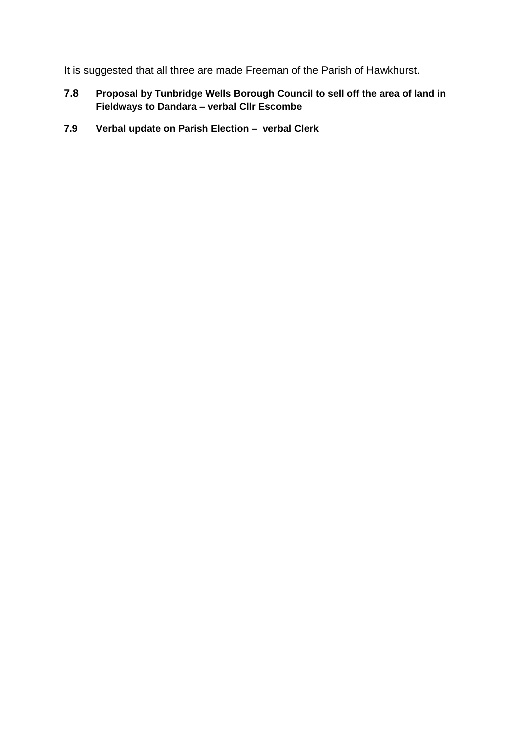It is suggested that all three are made Freeman of the Parish of Hawkhurst.

**7.8 Proposal by Tunbridge Wells Borough Council to sell off the area of land in Fieldways to Dandara – verbal Cllr Escombe**

**7.9 Verbal update on Parish Election – verbal Clerk**